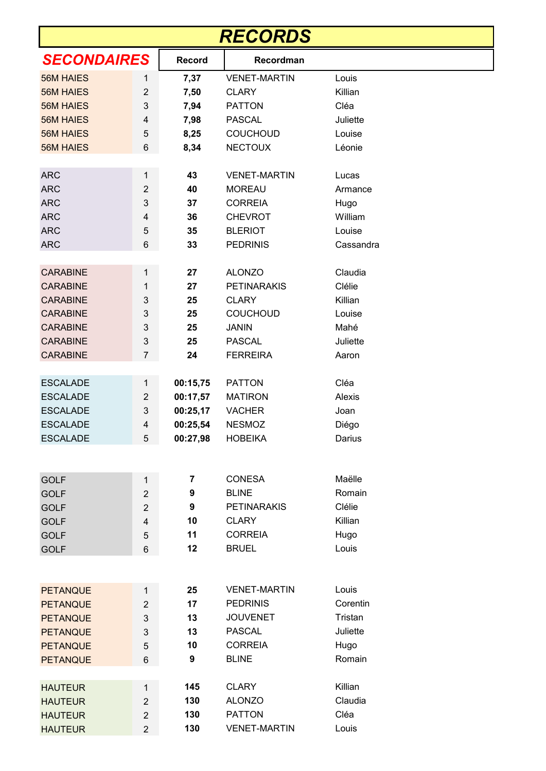# RECORDS

| SECONDAIRES | | Record | Recordman | |
|---|---|---|---|---|
| 56M HAIES | 1 | **7,37** | VENET-MARTIN | Louis |
| 56M HAIES | 2 | **7,50** | CLARY | Killian |
| 56M HAIES | 3 | **7,94** | PATTON | Cléa |
| 56M HAIES | 4 | **7,98** | PASCAL | Juliette |
| 56M HAIES | 5 | **8,25** | COUCHOUD | Louise |
| 56M HAIES | 6 | **8,34** | NECTOUX | Léonie |
| | | | | |
| ARC | 1 | **43** | VENET-MARTIN | Lucas |
| ARC | 2 | **40** | MOREAU | Armance |
| ARC | 3 | **37** | CORREIA | Hugo |
| ARC | 4 | **36** | CHEVROT | William |
| ARC | 5 | **35** | BLERIOT | Louise |
| ARC | 6 | **33** | PEDRINIS | Cassandra |
| | | | | |
| CARABINE | 1 | **27** | ALONZO | Claudia |
| CARABINE | 1 | **27** | PETINARAKIS | Clélie |
| CARABINE | 3 | **25** | CLARY | Killian |
| CARABINE | 3 | **25** | COUCHOUD | Louise |
| CARABINE | 3 | **25** | JANIN | Mahé |
| CARABINE | 3 | **25** | PASCAL | Juliette |
| CARABINE | 7 | **24** | FERREIRA | Aaron |
| | | | | |
| ESCALADE | 1 | **00:15,75** | PATTON | Cléa |
| ESCALADE | 2 | **00:17,57** | MATIRON | Alexis |
| ESCALADE | 3 | **00:25,17** | VACHER | Joan |
| ESCALADE | 4 | **00:25,54** | NESMOZ | Diégo |
| ESCALADE | 5 | **00:27,98** | HOBEIKA | Darius |
| | | | | |
| GOLF | 1 | **7** | CONESA | Maëlle |
| GOLF | 2 | **9** | BLINE | Romain |
| GOLF | 2 | **9** | PETINARAKIS | Clélie |
| GOLF | 4 | **10** | CLARY | Killian |
| GOLF | 5 | **11** | CORREIA | Hugo |
| GOLF | 6 | **12** | BRUEL | Louis |
| | | | | |
| PETANQUE | 1 | **25** | VENET-MARTIN | Louis |
| PETANQUE | 2 | **17** | PEDRINIS | Corentin |
| PETANQUE | 3 | **13** | JOUVENET | Tristan |
| PETANQUE | 3 | **13** | PASCAL | Juliette |
| PETANQUE | 5 | **10** | CORREIA | Hugo |
| PETANQUE | 6 | **9** | BLINE | Romain |
| | | | | |
| HAUTEUR | 1 | **145** | CLARY | Killian |
| HAUTEUR | 2 | **130** | ALONZO | Claudia |
| HAUTEUR | 2 | **130** | PATTON | Cléa |
| HAUTEUR | 2 | **130** | VENET-MARTIN | Louis |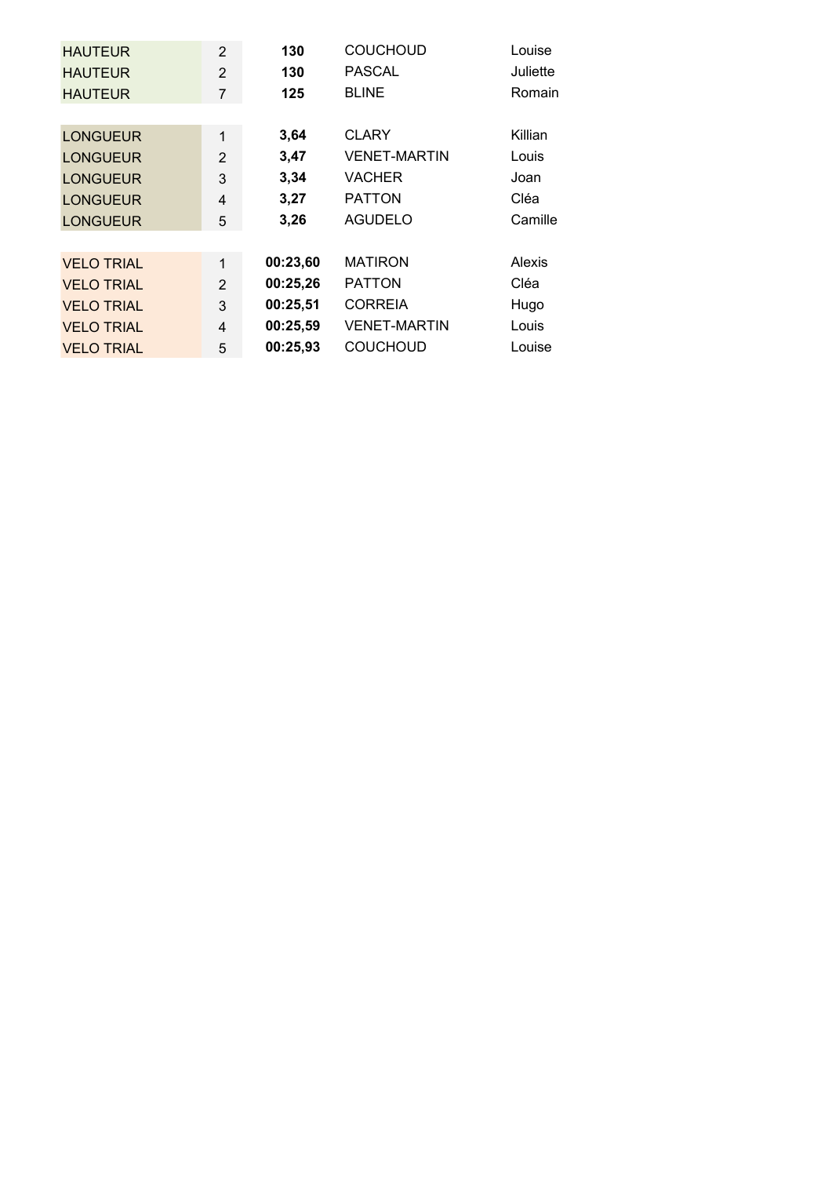| | | | | |
|---|---|---|---|---|
| HAUTEUR | 2 | **130** | COUCHOUD | Louise |
| HAUTEUR | 2 | **130** | PASCAL | Juliette |
| HAUTEUR | 7 | **125** | BLINE | Romain |
| | | | | |
| LONGUEUR | 1 | **3,64** | CLARY | Killian |
| LONGUEUR | 2 | **3,47** | VENET-MARTIN | Louis |
| LONGUEUR | 3 | **3,34** | VACHER | Joan |
| LONGUEUR | 4 | **3,27** | PATTON | Cléa |
| LONGUEUR | 5 | **3,26** | AGUDELO | Camille |
| | | | | |
| VELO TRIAL | 1 | **00:23,60** | MATIRON | Alexis |
| VELO TRIAL | 2 | **00:25,26** | PATTON | Cléa |
| VELO TRIAL | 3 | **00:25,51** | CORREIA | Hugo |
| VELO TRIAL | 4 | **00:25,59** | VENET-MARTIN | Louis |
| VELO TRIAL | 5 | **00:25,93** | COUCHOUD | Louise |